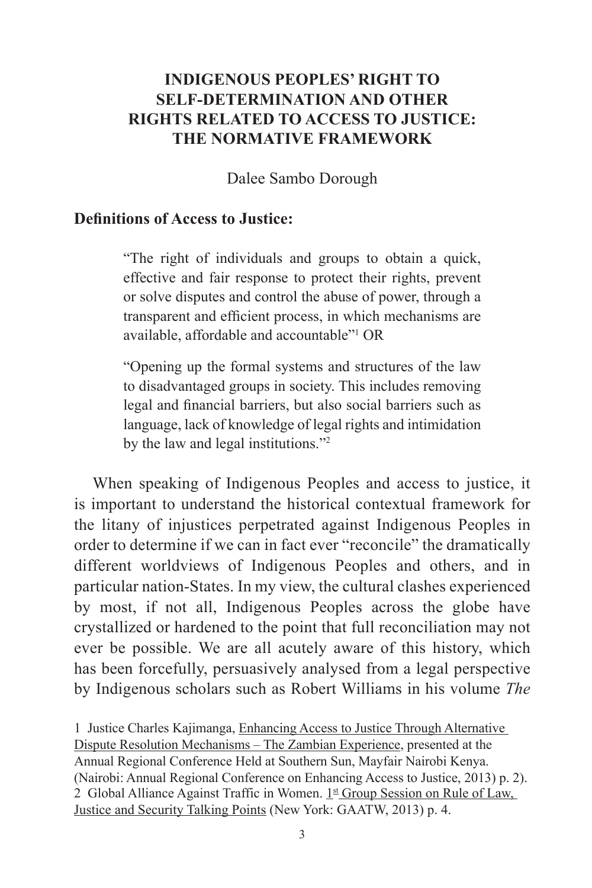# INDIGENOUS PEOPLES' RIGHT TO SELF-DETERMINATION AND OTHER RIGHTS RELATED TO ACCESS TO JUSTICE: THE NORMATIVE FRAMEWORK

Dalee Sambo Dorough

## Definitions of Access to Justice:

> "The right of individuals and groups to obtain a quick, effective and fair response to protect their rights, prevent or solve disputes and control the abuse of power, through a transparent and efficient process, in which mechanisms are available, affordable and accountable"[1] OR

> "Opening up the formal systems and structures of the law to disadvantaged groups in society. This includes removing legal and financial barriers, but also social barriers such as language, lack of knowledge of legal rights and intimidation by the law and legal institutions."[2]

When speaking of Indigenous Peoples and access to justice, it is important to understand the historical contextual framework for the litany of injustices perpetrated against Indigenous Peoples in order to determine if we can in fact ever "reconcile" the dramatically different worldviews of Indigenous Peoples and others, and in particular nation-States. In my view, the cultural clashes experienced by most, if not all, Indigenous Peoples across the globe have crystallized or hardened to the point that full reconciliation may not ever be possible. We are all acutely aware of this history, which has been forcefully, persuasively analysed from a legal perspective by Indigenous scholars such as Robert Williams in his volume *The*

1 Justice Charles Kajimanga, Enhancing Access to Justice Through Alternative Dispute Resolution Mechanisms – The Zambian Experience, presented at the Annual Regional Conference Held at Southern Sun, Mayfair Nairobi Kenya. (Nairobi: Annual Regional Conference on Enhancing Access to Justice, 2013) p. 2).

2 Global Alliance Against Traffic in Women. 1st Group Session on Rule of Law, Justice and Security Talking Points (New York: GAATW, 2013) p. 4.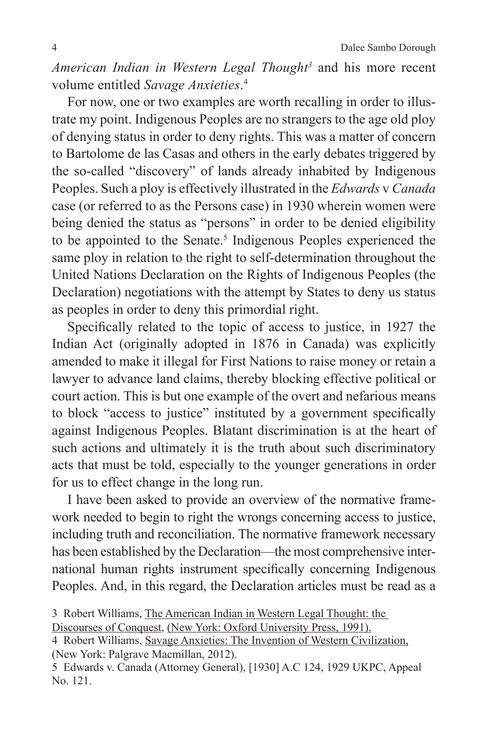*American Indian in Western Legal Thought*[3] and his more recent volume entitled *Savage Anxieties*.[4]

For now, one or two examples are worth recalling in order to illustrate my point. Indigenous Peoples are no strangers to the age old ploy of denying status in order to deny rights. This was a matter of concern to Bartolome de las Casas and others in the early debates triggered by the so-called "discovery" of lands already inhabited by Indigenous Peoples. Such a ploy is effectively illustrated in the *Edwards* v *Canada* case (or referred to as the Persons case) in 1930 wherein women were being denied the status as "persons" in order to be denied eligibility to be appointed to the Senate.[5] Indigenous Peoples experienced the same ploy in relation to the right to self-determination throughout the United Nations Declaration on the Rights of Indigenous Peoples (the Declaration) negotiations with the attempt by States to deny us status as peoples in order to deny this primordial right.

Specifically related to the topic of access to justice, in 1927 the Indian Act (originally adopted in 1876 in Canada) was explicitly amended to make it illegal for First Nations to raise money or retain a lawyer to advance land claims, thereby blocking effective political or court action. This is but one example of the overt and nefarious means to block "access to justice" instituted by a government specifically against Indigenous Peoples. Blatant discrimination is at the heart of such actions and ultimately it is the truth about such discriminatory acts that must be told, especially to the younger generations in order for us to effect change in the long run.

I have been asked to provide an overview of the normative framework needed to begin to right the wrongs concerning access to justice, including truth and reconciliation. The normative framework necessary has been established by the Declaration—the most comprehensive international human rights instrument specifically concerning Indigenous Peoples. And, in this regard, the Declaration articles must be read as a

3 Robert Williams, The American Indian in Western Legal Thought: the Discourses of Conquest, (New York: Oxford University Press, 1991).

4 Robert Williams, Savage Anxieties: The Invention of Western Civilization, (New York: Palgrave Macmillan, 2012).

5 Edwards v. Canada (Attorney General), [1930] A.C 124, 1929 UKPC, Appeal No. 121.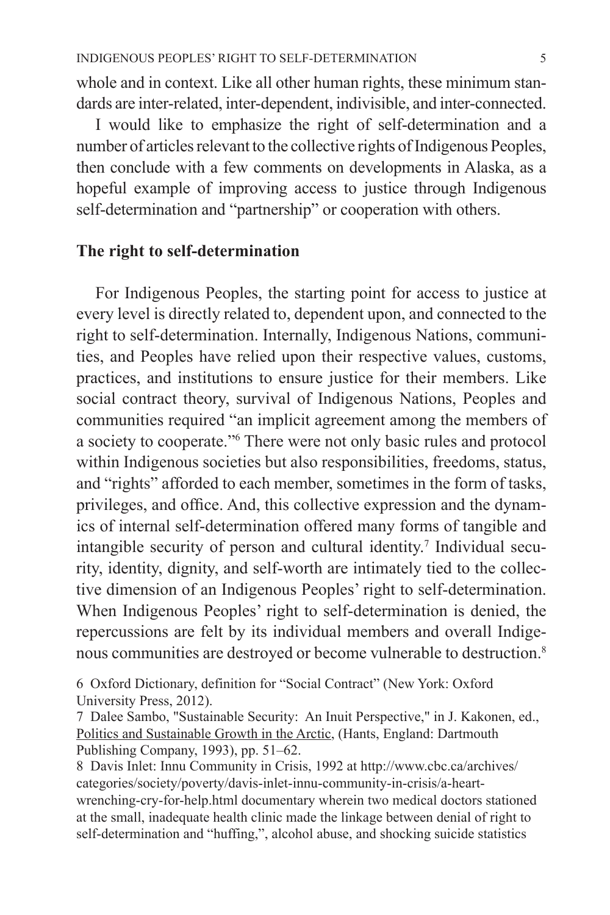whole and in context. Like all other human rights, these minimum standards are inter-related, inter-dependent, indivisible, and inter-connected.

I would like to emphasize the right of self-determination and a number of articles relevant to the collective rights of Indigenous Peoples, then conclude with a few comments on developments in Alaska, as a hopeful example of improving access to justice through Indigenous self-determination and "partnership" or cooperation with others.

## The right to self-determination

For Indigenous Peoples, the starting point for access to justice at every level is directly related to, dependent upon, and connected to the right to self-determination. Internally, Indigenous Nations, communities, and Peoples have relied upon their respective values, customs, practices, and institutions to ensure justice for their members. Like social contract theory, survival of Indigenous Nations, Peoples and communities required "an implicit agreement among the members of a society to cooperate."[6] There were not only basic rules and protocol within Indigenous societies but also responsibilities, freedoms, status, and "rights" afforded to each member, sometimes in the form of tasks, privileges, and office. And, this collective expression and the dynamics of internal self-determination offered many forms of tangible and intangible security of person and cultural identity.[7] Individual security, identity, dignity, and self-worth are intimately tied to the collective dimension of an Indigenous Peoples' right to self-determination. When Indigenous Peoples' right to self-determination is denied, the repercussions are felt by its individual members and overall Indigenous communities are destroyed or become vulnerable to destruction.[8]

6 Oxford Dictionary, definition for "Social Contract" (New York: Oxford University Press, 2012).

7 Dalee Sambo, "Sustainable Security: An Inuit Perspective," in J. Kakonen, ed., Politics and Sustainable Growth in the Arctic, (Hants, England: Dartmouth Publishing Company, 1993), pp. 51–62.

8 Davis Inlet: Innu Community in Crisis, 1992 at http://www.cbc.ca/archives/categories/society/poverty/davis-inlet-innu-community-in-crisis/a-heart-wrenching-cry-for-help.html documentary wherein two medical doctors stationed at the small, inadequate health clinic made the linkage between denial of right to self-determination and "huffing,", alcohol abuse, and shocking suicide statistics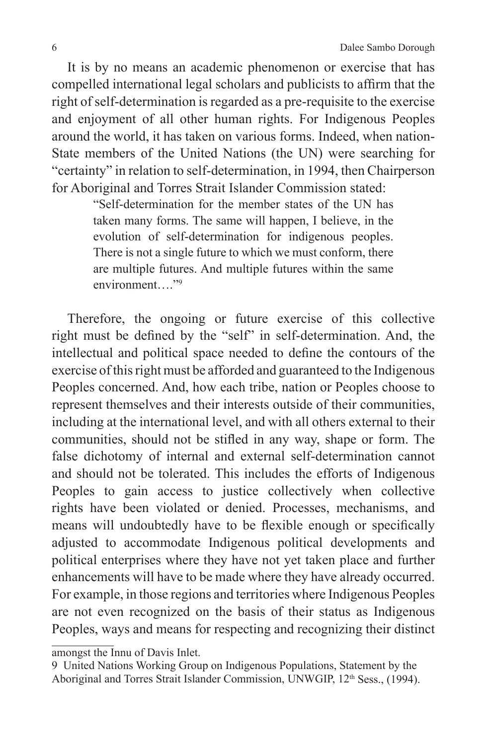It is by no means an academic phenomenon or exercise that has compelled international legal scholars and publicists to affirm that the right of self-determination is regarded as a pre-requisite to the exercise and enjoyment of all other human rights. For Indigenous Peoples around the world, it has taken on various forms. Indeed, when nation-State members of the United Nations (the UN) were searching for "certainty" in relation to self-determination, in 1994, then Chairperson for Aboriginal and Torres Strait Islander Commission stated:

> "Self-determination for the member states of the UN has taken many forms. The same will happen, I believe, in the evolution of self-determination for indigenous peoples. There is not a single future to which we must conform, there are multiple futures. And multiple futures within the same environment…."[9]

Therefore, the ongoing or future exercise of this collective right must be defined by the "self" in self-determination. And, the intellectual and political space needed to define the contours of the exercise of this right must be afforded and guaranteed to the Indigenous Peoples concerned. And, how each tribe, nation or Peoples choose to represent themselves and their interests outside of their communities, including at the international level, and with all others external to their communities, should not be stifled in any way, shape or form. The false dichotomy of internal and external self-determination cannot and should not be tolerated. This includes the efforts of Indigenous Peoples to gain access to justice collectively when collective rights have been violated or denied. Processes, mechanisms, and means will undoubtedly have to be flexible enough or specifically adjusted to accommodate Indigenous political developments and political enterprises where they have not yet taken place and further enhancements will have to be made where they have already occurred. For example, in those regions and territories where Indigenous Peoples are not even recognized on the basis of their status as Indigenous Peoples, ways and means for respecting and recognizing their distinct

---

amongst the Innu of Davis Inlet.

9 United Nations Working Group on Indigenous Populations, Statement by the Aboriginal and Torres Strait Islander Commission, UNWGIP, 12th Sess., (1994).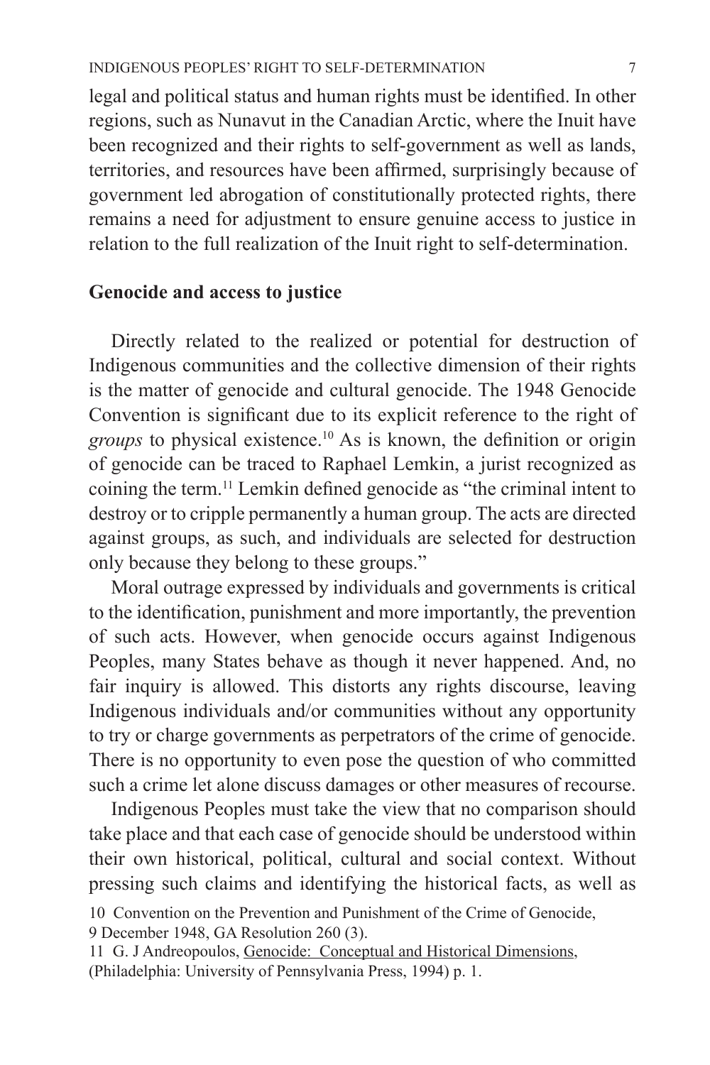legal and political status and human rights must be identified. In other regions, such as Nunavut in the Canadian Arctic, where the Inuit have been recognized and their rights to self-government as well as lands, territories, and resources have been affirmed, surprisingly because of government led abrogation of constitutionally protected rights, there remains a need for adjustment to ensure genuine access to justice in relation to the full realization of the Inuit right to self-determination.

## Genocide and access to justice

Directly related to the realized or potential for destruction of Indigenous communities and the collective dimension of their rights is the matter of genocide and cultural genocide. The 1948 Genocide Convention is significant due to its explicit reference to the right of *groups* to physical existence.[10] As is known, the definition or origin of genocide can be traced to Raphael Lemkin, a jurist recognized as coining the term.[11] Lemkin defined genocide as "the criminal intent to destroy or to cripple permanently a human group. The acts are directed against groups, as such, and individuals are selected for destruction only because they belong to these groups."

Moral outrage expressed by individuals and governments is critical to the identification, punishment and more importantly, the prevention of such acts. However, when genocide occurs against Indigenous Peoples, many States behave as though it never happened. And, no fair inquiry is allowed. This distorts any rights discourse, leaving Indigenous individuals and/or communities without any opportunity to try or charge governments as perpetrators of the crime of genocide. There is no opportunity to even pose the question of who committed such a crime let alone discuss damages or other measures of recourse.

Indigenous Peoples must take the view that no comparison should take place and that each case of genocide should be understood within their own historical, political, cultural and social context. Without pressing such claims and identifying the historical facts, as well as

10 Convention on the Prevention and Punishment of the Crime of Genocide, 9 December 1948, GA Resolution 260 (3).

11 G. J Andreopoulos, Genocide: Conceptual and Historical Dimensions, (Philadelphia: University of Pennsylvania Press, 1994) p. 1.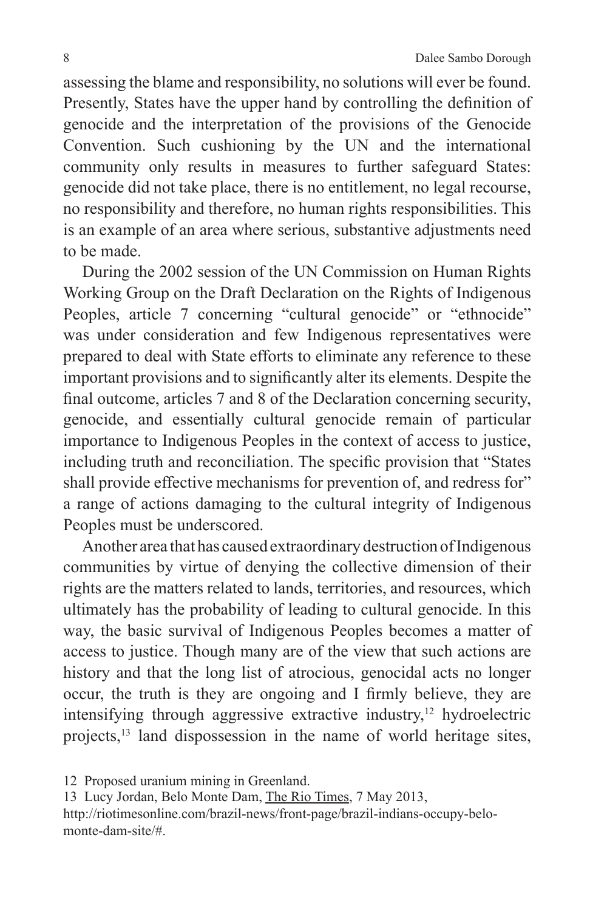assessing the blame and responsibility, no solutions will ever be found. Presently, States have the upper hand by controlling the definition of genocide and the interpretation of the provisions of the Genocide Convention. Such cushioning by the UN and the international community only results in measures to further safeguard States: genocide did not take place, there is no entitlement, no legal recourse, no responsibility and therefore, no human rights responsibilities. This is an example of an area where serious, substantive adjustments need to be made.

During the 2002 session of the UN Commission on Human Rights Working Group on the Draft Declaration on the Rights of Indigenous Peoples, article 7 concerning "cultural genocide" or "ethnocide" was under consideration and few Indigenous representatives were prepared to deal with State efforts to eliminate any reference to these important provisions and to significantly alter its elements. Despite the final outcome, articles 7 and 8 of the Declaration concerning security, genocide, and essentially cultural genocide remain of particular importance to Indigenous Peoples in the context of access to justice, including truth and reconciliation. The specific provision that "States shall provide effective mechanisms for prevention of, and redress for" a range of actions damaging to the cultural integrity of Indigenous Peoples must be underscored.

Another area that has caused extraordinary destruction of Indigenous communities by virtue of denying the collective dimension of their rights are the matters related to lands, territories, and resources, which ultimately has the probability of leading to cultural genocide. In this way, the basic survival of Indigenous Peoples becomes a matter of access to justice. Though many are of the view that such actions are history and that the long list of atrocious, genocidal acts no longer occur, the truth is they are ongoing and I firmly believe, they are intensifying through aggressive extractive industry,[12] hydroelectric projects,[13] land dispossession in the name of world heritage sites,

12 Proposed uranium mining in Greenland.

13 Lucy Jordan, Belo Monte Dam, The Rio Times, 7 May 2013, http://riotimesonline.com/brazil-news/front-page/brazil-indians-occupy-belo-monte-dam-site/#.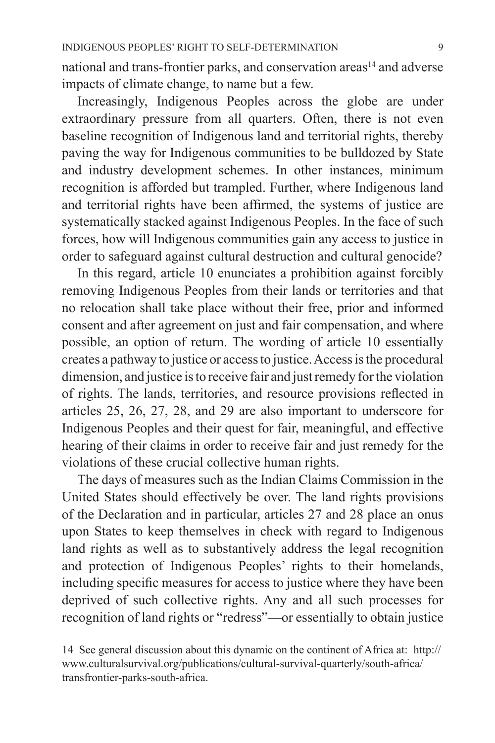national and trans-frontier parks, and conservation areas[14] and adverse impacts of climate change, to name but a few.

Increasingly, Indigenous Peoples across the globe are under extraordinary pressure from all quarters. Often, there is not even baseline recognition of Indigenous land and territorial rights, thereby paving the way for Indigenous communities to be bulldozed by State and industry development schemes. In other instances, minimum recognition is afforded but trampled. Further, where Indigenous land and territorial rights have been affirmed, the systems of justice are systematically stacked against Indigenous Peoples. In the face of such forces, how will Indigenous communities gain any access to justice in order to safeguard against cultural destruction and cultural genocide?

In this regard, article 10 enunciates a prohibition against forcibly removing Indigenous Peoples from their lands or territories and that no relocation shall take place without their free, prior and informed consent and after agreement on just and fair compensation, and where possible, an option of return. The wording of article 10 essentially creates a pathway to justice or access to justice. Access is the procedural dimension, and justice is to receive fair and just remedy for the violation of rights. The lands, territories, and resource provisions reflected in articles 25, 26, 27, 28, and 29 are also important to underscore for Indigenous Peoples and their quest for fair, meaningful, and effective hearing of their claims in order to receive fair and just remedy for the violations of these crucial collective human rights.

The days of measures such as the Indian Claims Commission in the United States should effectively be over. The land rights provisions of the Declaration and in particular, articles 27 and 28 place an onus upon States to keep themselves in check with regard to Indigenous land rights as well as to substantively address the legal recognition and protection of Indigenous Peoples' rights to their homelands, including specific measures for access to justice where they have been deprived of such collective rights. Any and all such processes for recognition of land rights or "redress"—or essentially to obtain justice

14 See general discussion about this dynamic on the continent of Africa at: http://www.culturalsurvival.org/publications/cultural-survival-quarterly/south-africa/transfrontier-parks-south-africa.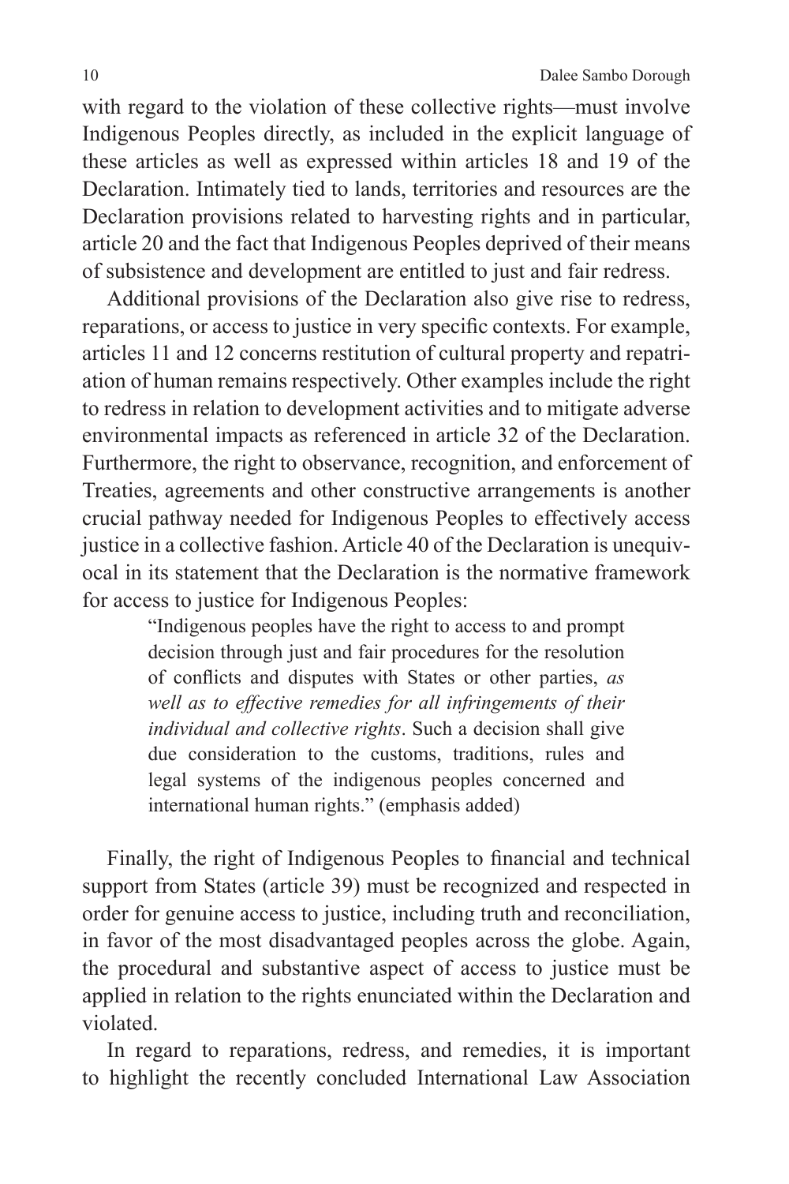with regard to the violation of these collective rights—must involve Indigenous Peoples directly, as included in the explicit language of these articles as well as expressed within articles 18 and 19 of the Declaration. Intimately tied to lands, territories and resources are the Declaration provisions related to harvesting rights and in particular, article 20 and the fact that Indigenous Peoples deprived of their means of subsistence and development are entitled to just and fair redress.

Additional provisions of the Declaration also give rise to redress, reparations, or access to justice in very specific contexts. For example, articles 11 and 12 concerns restitution of cultural property and repatriation of human remains respectively. Other examples include the right to redress in relation to development activities and to mitigate adverse environmental impacts as referenced in article 32 of the Declaration. Furthermore, the right to observance, recognition, and enforcement of Treaties, agreements and other constructive arrangements is another crucial pathway needed for Indigenous Peoples to effectively access justice in a collective fashion. Article 40 of the Declaration is unequivocal in its statement that the Declaration is the normative framework for access to justice for Indigenous Peoples:

> "Indigenous peoples have the right to access to and prompt decision through just and fair procedures for the resolution of conflicts and disputes with States or other parties, *as well as to effective remedies for all infringements of their individual and collective rights*. Such a decision shall give due consideration to the customs, traditions, rules and legal systems of the indigenous peoples concerned and international human rights." (emphasis added)

Finally, the right of Indigenous Peoples to financial and technical support from States (article 39) must be recognized and respected in order for genuine access to justice, including truth and reconciliation, in favor of the most disadvantaged peoples across the globe. Again, the procedural and substantive aspect of access to justice must be applied in relation to the rights enunciated within the Declaration and violated.

In regard to reparations, redress, and remedies, it is important to highlight the recently concluded International Law Association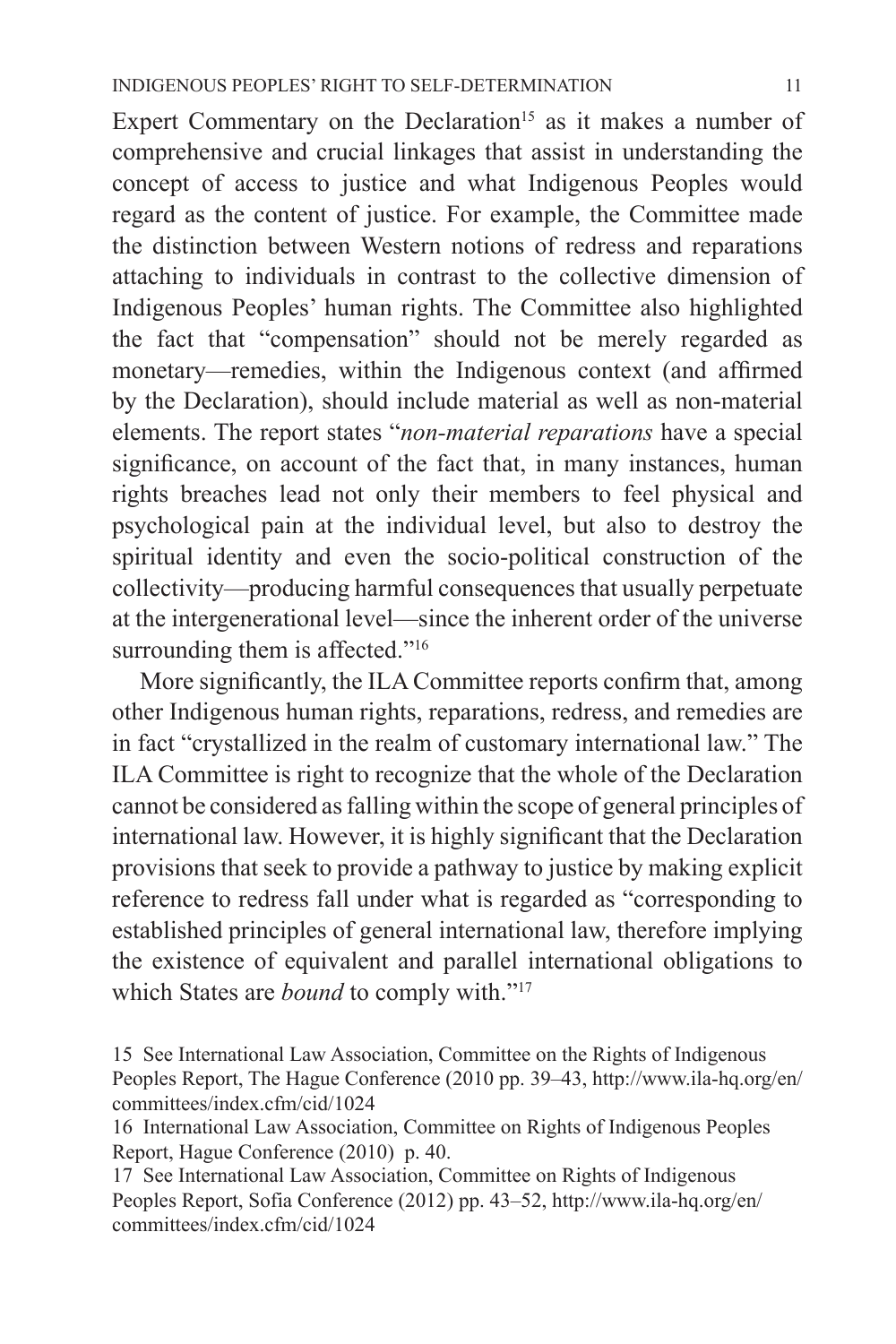Expert Commentary on the Declaration[15] as it makes a number of comprehensive and crucial linkages that assist in understanding the concept of access to justice and what Indigenous Peoples would regard as the content of justice. For example, the Committee made the distinction between Western notions of redress and reparations attaching to individuals in contrast to the collective dimension of Indigenous Peoples' human rights. The Committee also highlighted the fact that "compensation" should not be merely regarded as monetary—remedies, within the Indigenous context (and affirmed by the Declaration), should include material as well as non-material elements. The report states "*non-material reparations* have a special significance, on account of the fact that, in many instances, human rights breaches lead not only their members to feel physical and psychological pain at the individual level, but also to destroy the spiritual identity and even the socio-political construction of the collectivity—producing harmful consequences that usually perpetuate at the intergenerational level—since the inherent order of the universe surrounding them is affected."[16]

More significantly, the ILA Committee reports confirm that, among other Indigenous human rights, reparations, redress, and remedies are in fact "crystallized in the realm of customary international law." The ILA Committee is right to recognize that the whole of the Declaration cannot be considered as falling within the scope of general principles of international law. However, it is highly significant that the Declaration provisions that seek to provide a pathway to justice by making explicit reference to redress fall under what is regarded as "corresponding to established principles of general international law, therefore implying the existence of equivalent and parallel international obligations to which States are *bound* to comply with."[17]

15 See International Law Association, Committee on the Rights of Indigenous Peoples Report, The Hague Conference (2010 pp. 39–43, http://www.ila-hq.org/en/committees/index.cfm/cid/1024

16 International Law Association, Committee on Rights of Indigenous Peoples Report, Hague Conference (2010) p. 40.

17 See International Law Association, Committee on Rights of Indigenous Peoples Report, Sofia Conference (2012) pp. 43–52, http://www.ila-hq.org/en/committees/index.cfm/cid/1024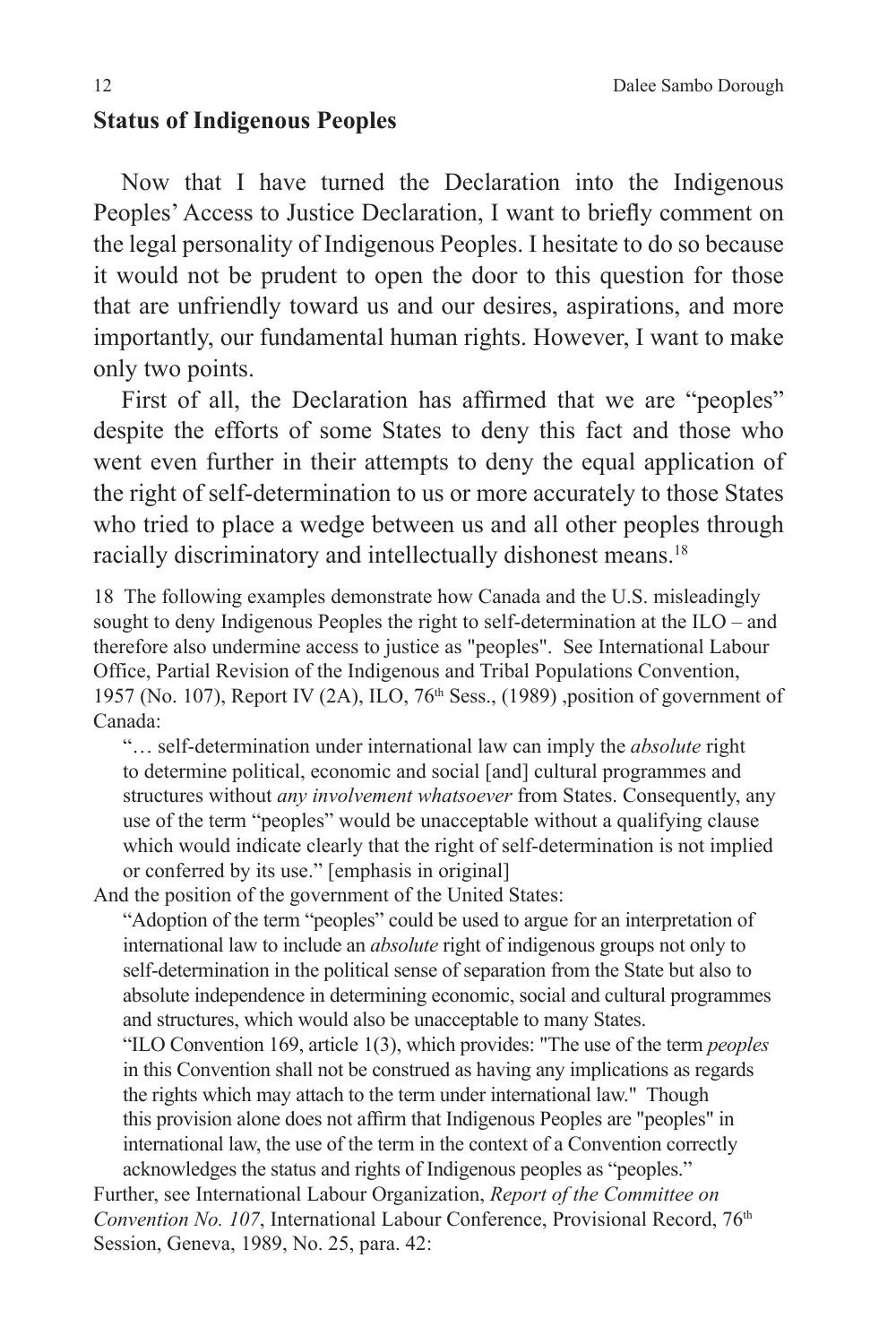## Status of Indigenous Peoples

Now that I have turned the Declaration into the Indigenous Peoples' Access to Justice Declaration, I want to briefly comment on the legal personality of Indigenous Peoples. I hesitate to do so because it would not be prudent to open the door to this question for those that are unfriendly toward us and our desires, aspirations, and more importantly, our fundamental human rights. However, I want to make only two points.

First of all, the Declaration has affirmed that we are "peoples" despite the efforts of some States to deny this fact and those who went even further in their attempts to deny the equal application of the right of self-determination to us or more accurately to those States who tried to place a wedge between us and all other peoples through racially discriminatory and intellectually dishonest means.[18]

18 The following examples demonstrate how Canada and the U.S. misleadingly sought to deny Indigenous Peoples the right to self-determination at the ILO – and therefore also undermine access to justice as "peoples". See International Labour Office, Partial Revision of the Indigenous and Tribal Populations Convention, 1957 (No. 107), Report IV (2A), ILO, 76th Sess., (1989) ,position of government of Canada:

> "… self-determination under international law can imply the *absolute* right to determine political, economic and social [and] cultural programmes and structures without *any involvement whatsoever* from States. Consequently, any use of the term "peoples" would be unacceptable without a qualifying clause which would indicate clearly that the right of self-determination is not implied or conferred by its use." [emphasis in original]

And the position of the government of the United States:

> "Adoption of the term "peoples" could be used to argue for an interpretation of international law to include an *absolute* right of indigenous groups not only to self-determination in the political sense of separation from the State but also to absolute independence in determining economic, social and cultural programmes and structures, which would also be unacceptable to many States.
>
> "ILO Convention 169, article 1(3), which provides: "The use of the term *peoples* in this Convention shall not be construed as having any implications as regards the rights which may attach to the term under international law." Though this provision alone does not affirm that Indigenous Peoples are "peoples" in international law, the use of the term in the context of a Convention correctly acknowledges the status and rights of Indigenous peoples as "peoples."

Further, see International Labour Organization, *Report of the Committee on Convention No. 107*, International Labour Conference, Provisional Record, 76th Session, Geneva, 1989, No. 25, para. 42: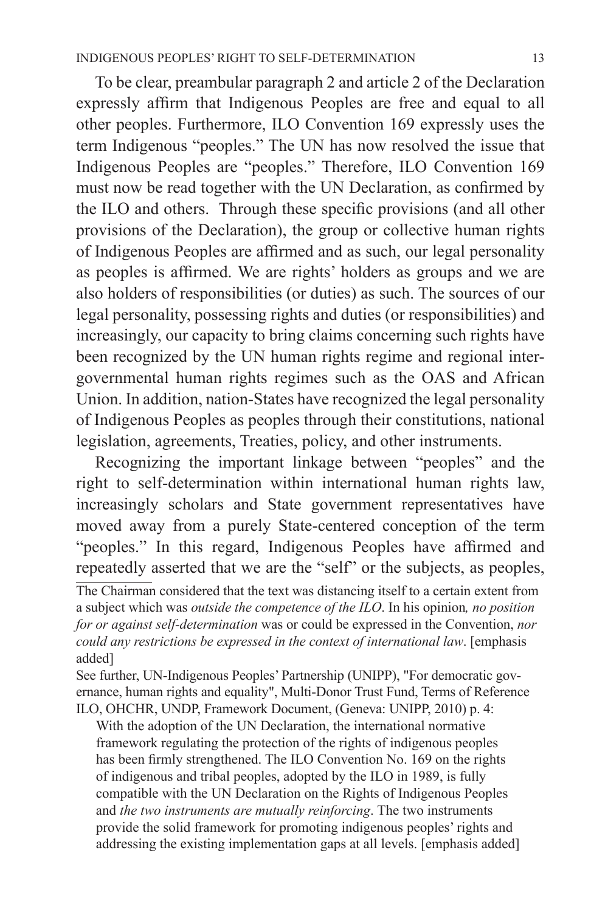To be clear, preambular paragraph 2 and article 2 of the Declaration expressly affirm that Indigenous Peoples are free and equal to all other peoples. Furthermore, ILO Convention 169 expressly uses the term Indigenous "peoples." The UN has now resolved the issue that Indigenous Peoples are "peoples." Therefore, ILO Convention 169 must now be read together with the UN Declaration, as confirmed by the ILO and others. Through these specific provisions (and all other provisions of the Declaration), the group or collective human rights of Indigenous Peoples are affirmed and as such, our legal personality as peoples is affirmed. We are rights' holders as groups and we are also holders of responsibilities (or duties) as such. The sources of our legal personality, possessing rights and duties (or responsibilities) and increasingly, our capacity to bring claims concerning such rights have been recognized by the UN human rights regime and regional inter-governmental human rights regimes such as the OAS and African Union. In addition, nation-States have recognized the legal personality of Indigenous Peoples as peoples through their constitutions, national legislation, agreements, Treaties, policy, and other instruments.

Recognizing the important linkage between "peoples" and the right to self-determination within international human rights law, increasingly scholars and State government representatives have moved away from a purely State-centered conception of the term "peoples." In this regard, Indigenous Peoples have affirmed and repeatedly asserted that we are the "self" or the subjects, as peoples,

---

The Chairman considered that the text was distancing itself to a certain extent from a subject which was *outside the competence of the ILO*. In his opinion*, no position for or against self-determination* was or could be expressed in the Convention, *nor could any restrictions be expressed in the context of international law*. [emphasis added]

See further, UN-Indigenous Peoples' Partnership (UNIPP), "For democratic governance, human rights and equality", Multi-Donor Trust Fund, Terms of Reference ILO, OHCHR, UNDP, Framework Document, (Geneva: UNIPP, 2010) p. 4:

> With the adoption of the UN Declaration, the international normative framework regulating the protection of the rights of indigenous peoples has been firmly strengthened. The ILO Convention No. 169 on the rights of indigenous and tribal peoples, adopted by the ILO in 1989, is fully compatible with the UN Declaration on the Rights of Indigenous Peoples and *the two instruments are mutually reinforcing*. The two instruments provide the solid framework for promoting indigenous peoples' rights and addressing the existing implementation gaps at all levels. [emphasis added]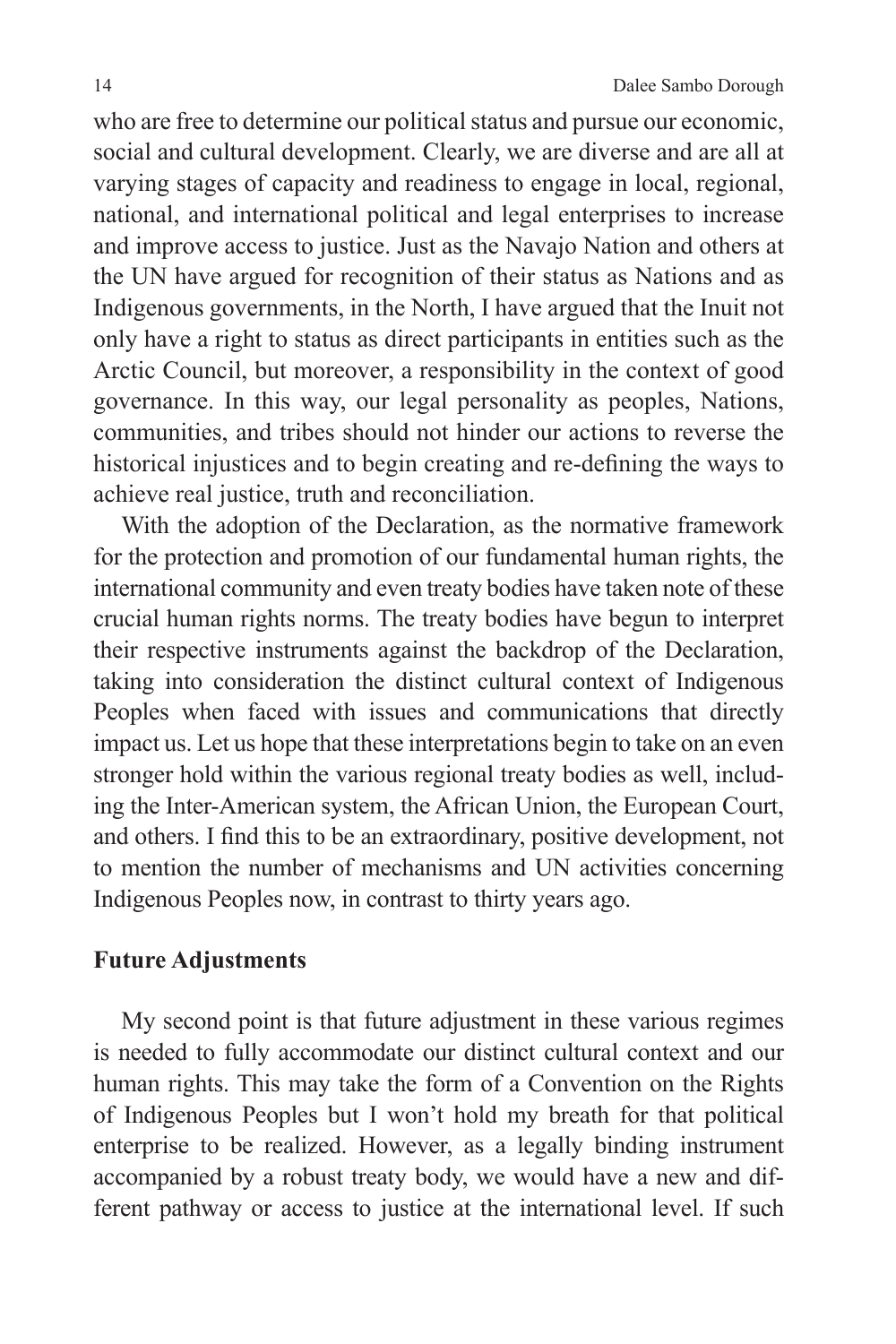who are free to determine our political status and pursue our economic, social and cultural development. Clearly, we are diverse and are all at varying stages of capacity and readiness to engage in local, regional, national, and international political and legal enterprises to increase and improve access to justice. Just as the Navajo Nation and others at the UN have argued for recognition of their status as Nations and as Indigenous governments, in the North, I have argued that the Inuit not only have a right to status as direct participants in entities such as the Arctic Council, but moreover, a responsibility in the context of good governance. In this way, our legal personality as peoples, Nations, communities, and tribes should not hinder our actions to reverse the historical injustices and to begin creating and re-defining the ways to achieve real justice, truth and reconciliation.

With the adoption of the Declaration, as the normative framework for the protection and promotion of our fundamental human rights, the international community and even treaty bodies have taken note of these crucial human rights norms. The treaty bodies have begun to interpret their respective instruments against the backdrop of the Declaration, taking into consideration the distinct cultural context of Indigenous Peoples when faced with issues and communications that directly impact us. Let us hope that these interpretations begin to take on an even stronger hold within the various regional treaty bodies as well, including the Inter-American system, the African Union, the European Court, and others. I find this to be an extraordinary, positive development, not to mention the number of mechanisms and UN activities concerning Indigenous Peoples now, in contrast to thirty years ago.

## Future Adjustments

My second point is that future adjustment in these various regimes is needed to fully accommodate our distinct cultural context and our human rights. This may take the form of a Convention on the Rights of Indigenous Peoples but I won't hold my breath for that political enterprise to be realized. However, as a legally binding instrument accompanied by a robust treaty body, we would have a new and different pathway or access to justice at the international level. If such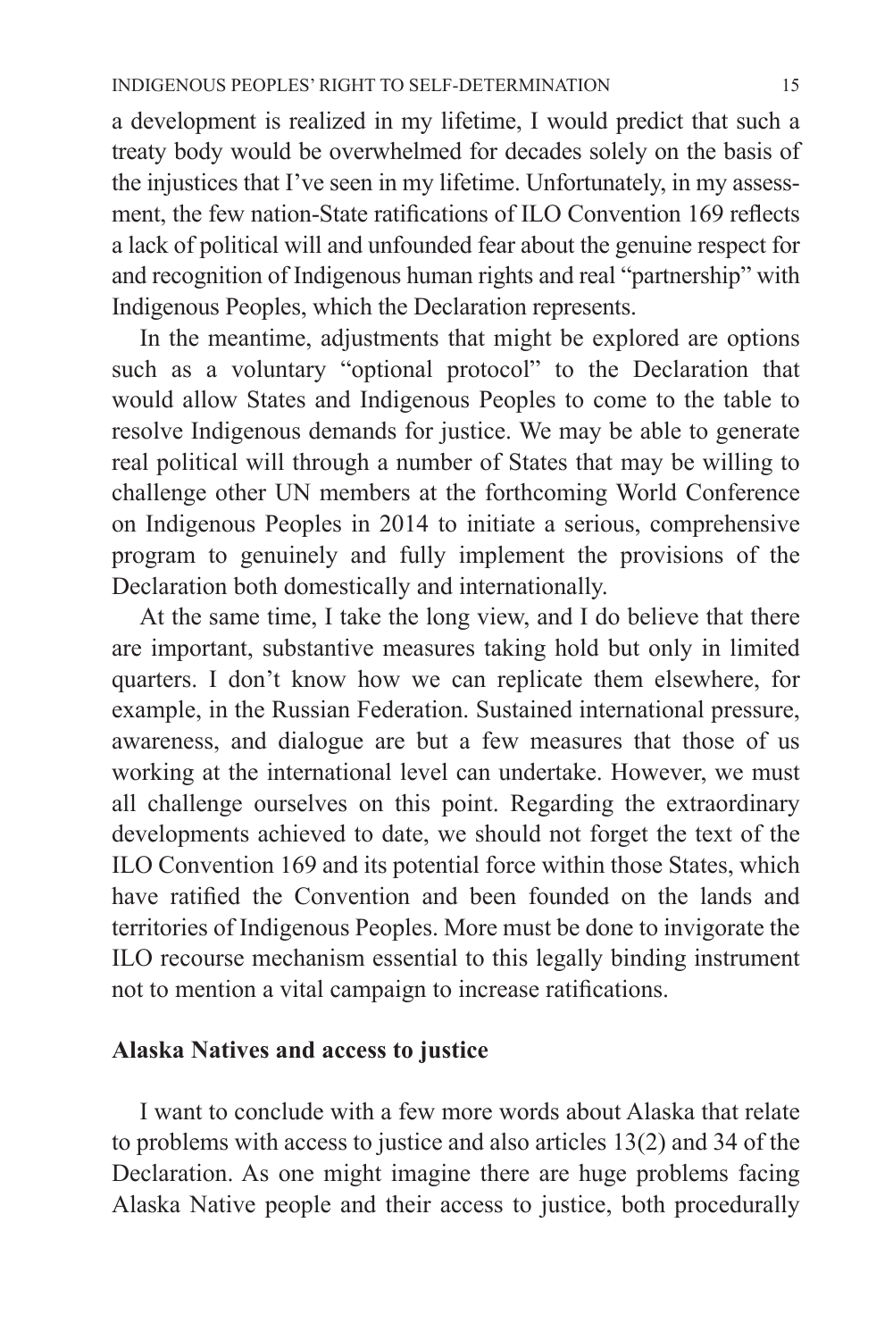a development is realized in my lifetime, I would predict that such a treaty body would be overwhelmed for decades solely on the basis of the injustices that I've seen in my lifetime. Unfortunately, in my assessment, the few nation-State ratifications of ILO Convention 169 reflects a lack of political will and unfounded fear about the genuine respect for and recognition of Indigenous human rights and real "partnership" with Indigenous Peoples, which the Declaration represents.

In the meantime, adjustments that might be explored are options such as a voluntary "optional protocol" to the Declaration that would allow States and Indigenous Peoples to come to the table to resolve Indigenous demands for justice. We may be able to generate real political will through a number of States that may be willing to challenge other UN members at the forthcoming World Conference on Indigenous Peoples in 2014 to initiate a serious, comprehensive program to genuinely and fully implement the provisions of the Declaration both domestically and internationally.

At the same time, I take the long view, and I do believe that there are important, substantive measures taking hold but only in limited quarters. I don't know how we can replicate them elsewhere, for example, in the Russian Federation. Sustained international pressure, awareness, and dialogue are but a few measures that those of us working at the international level can undertake. However, we must all challenge ourselves on this point. Regarding the extraordinary developments achieved to date, we should not forget the text of the ILO Convention 169 and its potential force within those States, which have ratified the Convention and been founded on the lands and territories of Indigenous Peoples. More must be done to invigorate the ILO recourse mechanism essential to this legally binding instrument not to mention a vital campaign to increase ratifications.

## Alaska Natives and access to justice

I want to conclude with a few more words about Alaska that relate to problems with access to justice and also articles 13(2) and 34 of the Declaration. As one might imagine there are huge problems facing Alaska Native people and their access to justice, both procedurally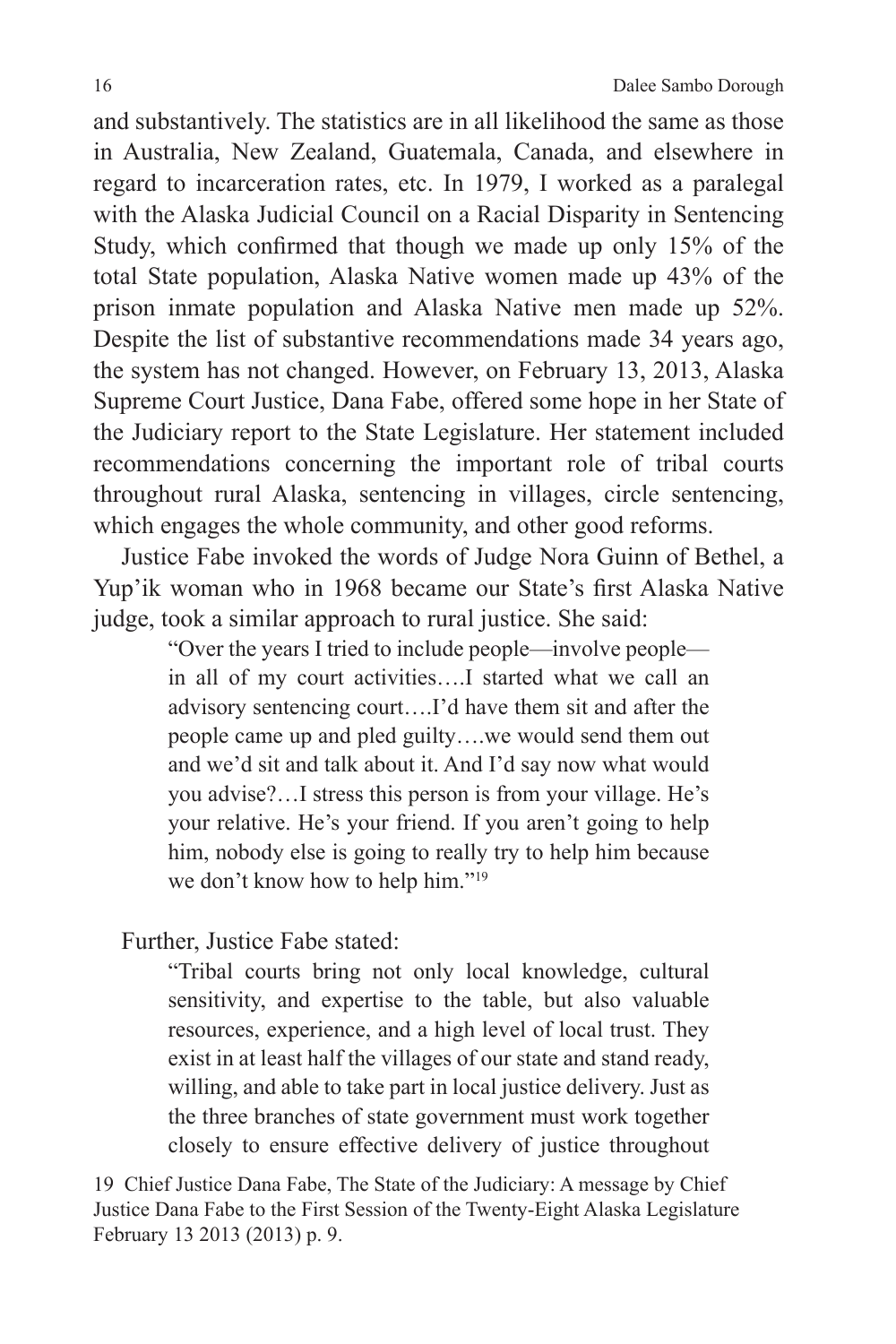and substantively. The statistics are in all likelihood the same as those in Australia, New Zealand, Guatemala, Canada, and elsewhere in regard to incarceration rates, etc. In 1979, I worked as a paralegal with the Alaska Judicial Council on a Racial Disparity in Sentencing Study, which confirmed that though we made up only 15% of the total State population, Alaska Native women made up 43% of the prison inmate population and Alaska Native men made up 52%. Despite the list of substantive recommendations made 34 years ago, the system has not changed. However, on February 13, 2013, Alaska Supreme Court Justice, Dana Fabe, offered some hope in her State of the Judiciary report to the State Legislature. Her statement included recommendations concerning the important role of tribal courts throughout rural Alaska, sentencing in villages, circle sentencing, which engages the whole community, and other good reforms.

Justice Fabe invoked the words of Judge Nora Guinn of Bethel, a Yup'ik woman who in 1968 became our State's first Alaska Native judge, took a similar approach to rural justice. She said:

> "Over the years I tried to include people—involve people—in all of my court activities….I started what we call an advisory sentencing court….I'd have them sit and after the people came up and pled guilty….we would send them out and we'd sit and talk about it. And I'd say now what would you advise?…I stress this person is from your village. He's your relative. He's your friend. If you aren't going to help him, nobody else is going to really try to help him because we don't know how to help him."[19]

Further, Justice Fabe stated:

> "Tribal courts bring not only local knowledge, cultural sensitivity, and expertise to the table, but also valuable resources, experience, and a high level of local trust. They exist in at least half the villages of our state and stand ready, willing, and able to take part in local justice delivery. Just as the three branches of state government must work together closely to ensure effective delivery of justice throughout

19 Chief Justice Dana Fabe, The State of the Judiciary: A message by Chief Justice Dana Fabe to the First Session of the Twenty-Eight Alaska Legislature February 13 2013 (2013) p. 9.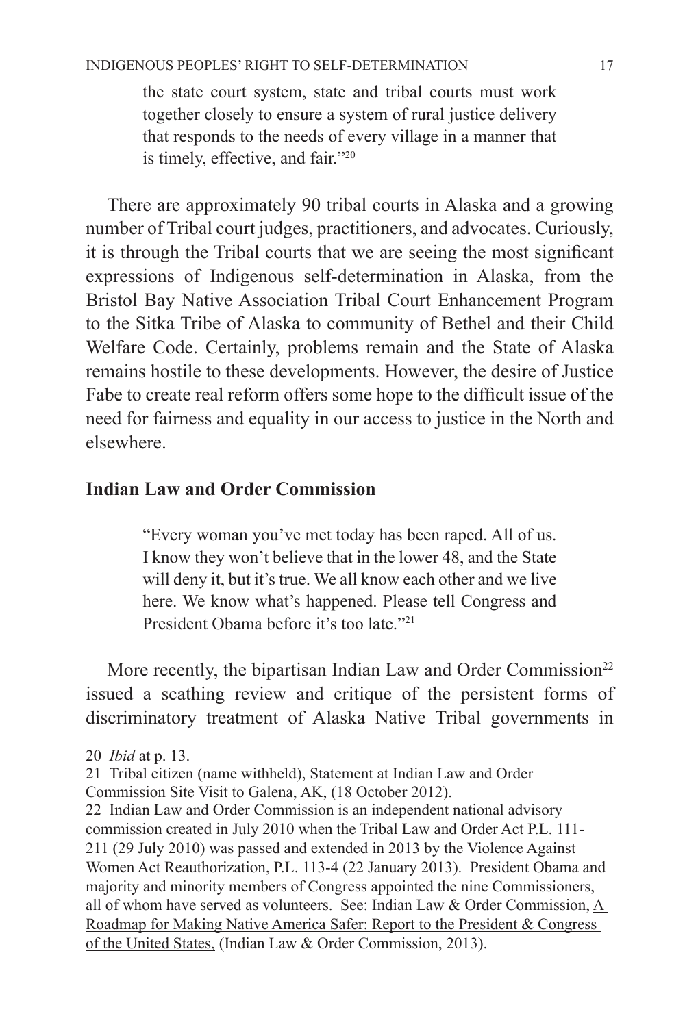> the state court system, state and tribal courts must work together closely to ensure a system of rural justice delivery that responds to the needs of every village in a manner that is timely, effective, and fair."[20]

There are approximately 90 tribal courts in Alaska and a growing number of Tribal court judges, practitioners, and advocates. Curiously, it is through the Tribal courts that we are seeing the most significant expressions of Indigenous self-determination in Alaska, from the Bristol Bay Native Association Tribal Court Enhancement Program to the Sitka Tribe of Alaska to community of Bethel and their Child Welfare Code. Certainly, problems remain and the State of Alaska remains hostile to these developments. However, the desire of Justice Fabe to create real reform offers some hope to the difficult issue of the need for fairness and equality in our access to justice in the North and elsewhere.

### Indian Law and Order Commission

> "Every woman you've met today has been raped. All of us. I know they won't believe that in the lower 48, and the State will deny it, but it's true. We all know each other and we live here. We know what's happened. Please tell Congress and President Obama before it's too late."[21]

More recently, the bipartisan Indian Law and Order Commission[22] issued a scathing review and critique of the persistent forms of discriminatory treatment of Alaska Native Tribal governments in

---

20 *Ibid* at p. 13.

21 Tribal citizen (name withheld), Statement at Indian Law and Order Commission Site Visit to Galena, AK, (18 October 2012).

22 Indian Law and Order Commission is an independent national advisory commission created in July 2010 when the Tribal Law and Order Act P.L. 111-211 (29 July 2010) was passed and extended in 2013 by the Violence Against Women Act Reauthorization, P.L. 113-4 (22 January 2013). President Obama and majority and minority members of Congress appointed the nine Commissioners, all of whom have served as volunteers. See: Indian Law & Order Commission, A Roadmap for Making Native America Safer: Report to the President & Congress of the United States, (Indian Law & Order Commission, 2013).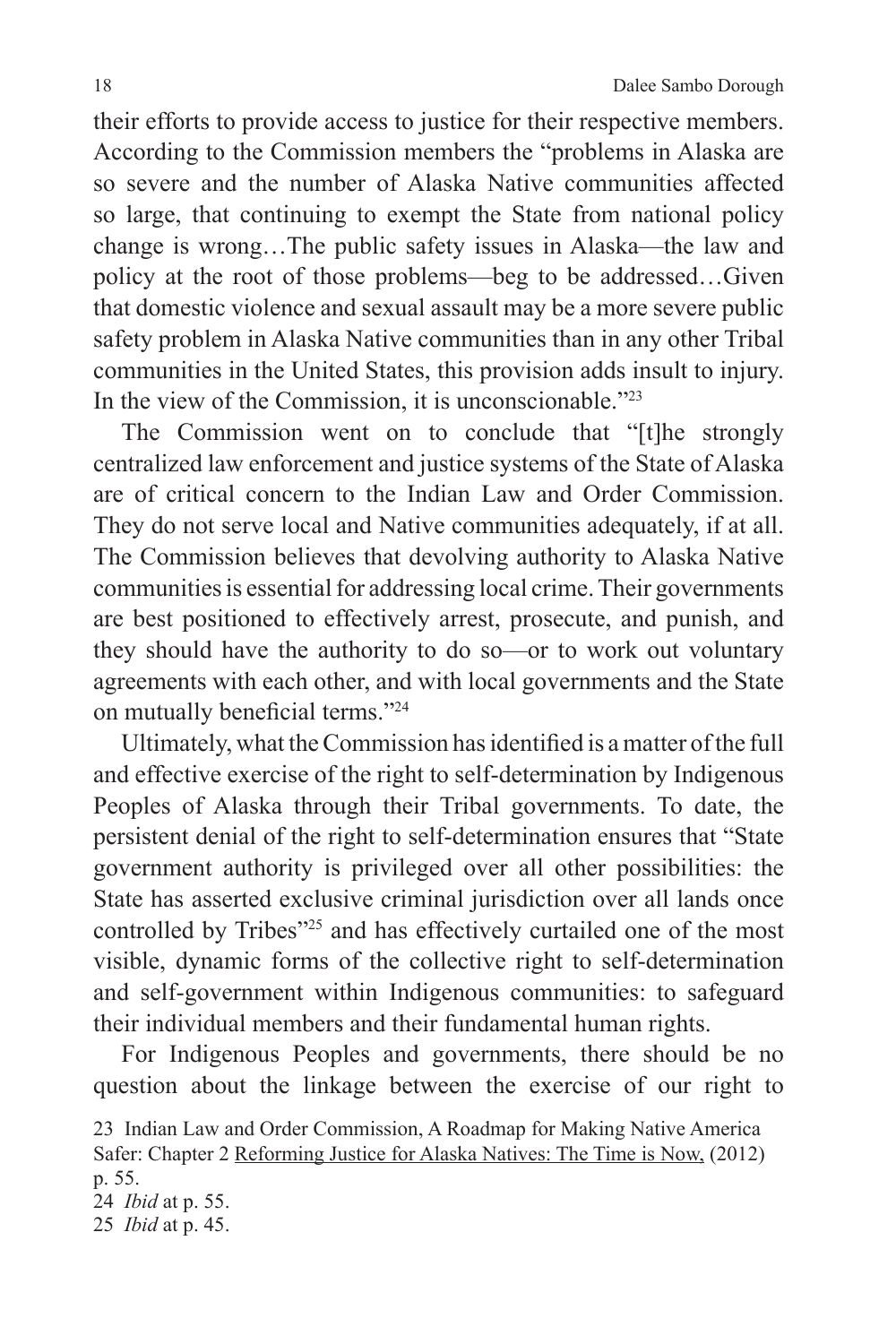their efforts to provide access to justice for their respective members. According to the Commission members the "problems in Alaska are so severe and the number of Alaska Native communities affected so large, that continuing to exempt the State from national policy change is wrong…The public safety issues in Alaska—the law and policy at the root of those problems—beg to be addressed…Given that domestic violence and sexual assault may be a more severe public safety problem in Alaska Native communities than in any other Tribal communities in the United States, this provision adds insult to injury. In the view of the Commission, it is unconscionable."[23]

The Commission went on to conclude that "[t]he strongly centralized law enforcement and justice systems of the State of Alaska are of critical concern to the Indian Law and Order Commission. They do not serve local and Native communities adequately, if at all. The Commission believes that devolving authority to Alaska Native communities is essential for addressing local crime. Their governments are best positioned to effectively arrest, prosecute, and punish, and they should have the authority to do so—or to work out voluntary agreements with each other, and with local governments and the State on mutually beneficial terms."[24]

Ultimately, what the Commission has identified is a matter of the full and effective exercise of the right to self-determination by Indigenous Peoples of Alaska through their Tribal governments. To date, the persistent denial of the right to self-determination ensures that "State government authority is privileged over all other possibilities: the State has asserted exclusive criminal jurisdiction over all lands once controlled by Tribes"[25] and has effectively curtailed one of the most visible, dynamic forms of the collective right to self-determination and self-government within Indigenous communities: to safeguard their individual members and their fundamental human rights.

For Indigenous Peoples and governments, there should be no question about the linkage between the exercise of our right to

23 Indian Law and Order Commission, A Roadmap for Making Native America Safer: Chapter 2 Reforming Justice for Alaska Natives: The Time is Now, (2012) p. 55.

24 *Ibid* at p. 55.

25 *Ibid* at p. 45.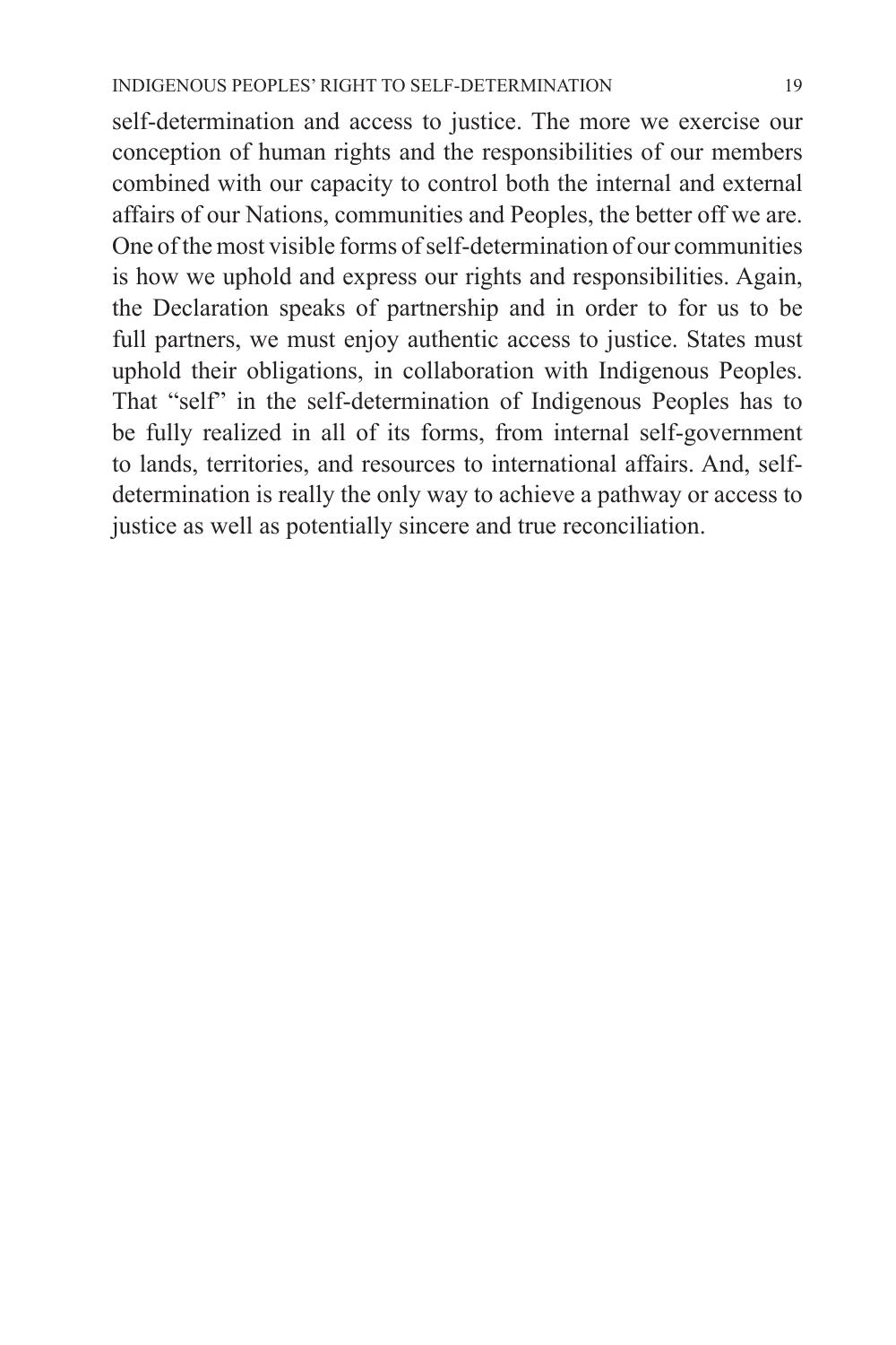self-determination and access to justice. The more we exercise our conception of human rights and the responsibilities of our members combined with our capacity to control both the internal and external affairs of our Nations, communities and Peoples, the better off we are. One of the most visible forms of self-determination of our communities is how we uphold and express our rights and responsibilities. Again, the Declaration speaks of partnership and in order to for us to be full partners, we must enjoy authentic access to justice. States must uphold their obligations, in collaboration with Indigenous Peoples. That "self" in the self-determination of Indigenous Peoples has to be fully realized in all of its forms, from internal self-government to lands, territories, and resources to international affairs. And, self-determination is really the only way to achieve a pathway or access to justice as well as potentially sincere and true reconciliation.